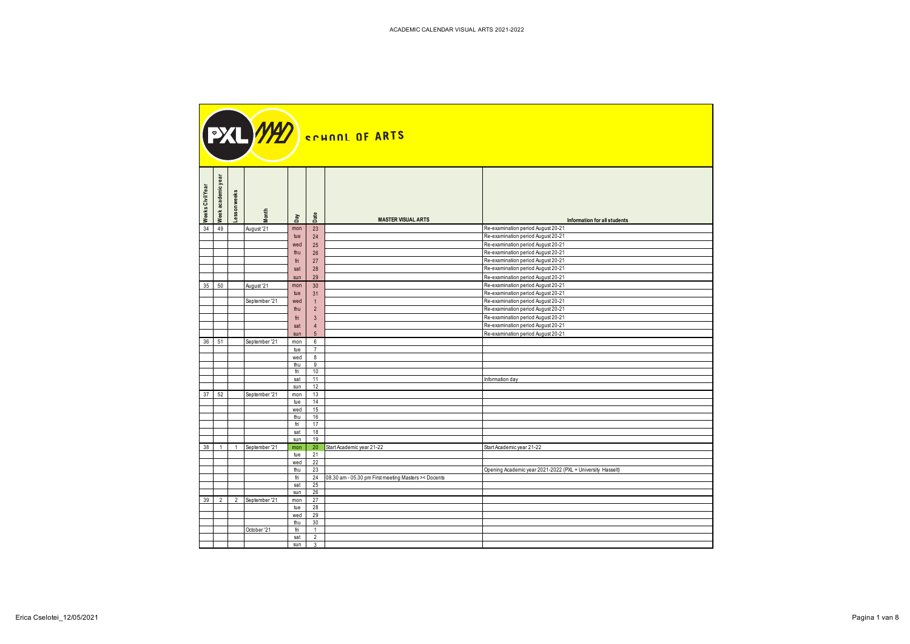# ACADEMIC CALENDAR VISUAL ARTS 2021-2022

PXL MAD SCHOOL OF ARTS

| Weeks Civil Year | Week academic year | Lesson weeks | Month | Day | Date | MASTER VISUAL ARTS | Information for all students |
|---|---|---|---|---|---|---|---|
| 34 | 49 | | August '21 | mon | 23 | | Re-examination period August 20-21 |
| | | | | tue | 24 | | Re-examination period August 20-21 |
| | | | | wed | 25 | | Re-examination period August 20-21 |
| | | | | thu | 26 | | Re-examination period August 20-21 |
| | | | | fri | 27 | | Re-examination period August 20-21 |
| | | | | sat | 28 | | Re-examination period August 20-21 |
| | | | | sun | 29 | | Re-examination period August 20-21 |
| 35 | 50 | | August '21 | mon | 30 | | Re-examination period August 20-21 |
| | | | | tue | 31 | | Re-examination period August 20-21 |
| | | | September '21 | wed | 1 | | Re-examination period August 20-21 |
| | | | | thu | 2 | | Re-examination period August 20-21 |
| | | | | fri | 3 | | Re-examination period August 20-21 |
| | | | | sat | 4 | | Re-examination period August 20-21 |
| | | | | sun | 5 | | Re-examination period August 20-21 |
| 36 | 51 | | September '21 | mon | 6 | | |
| | | | | tue | 7 | | |
| | | | | wed | 8 | | |
| | | | | thu | 9 | | |
| | | | | fri | 10 | | |
| | | | | sat | 11 | | Information day |
| | | | | sun | 12 | | |
| 37 | 52 | | September '21 | mon | 13 | | |
| | | | | tue | 14 | | |
| | | | | wed | 15 | | |
| | | | | thu | 16 | | |
| | | | | fri | 17 | | |
| | | | | sat | 18 | | |
| | | | | sun | 19 | | |
| 38 | 1 | 1 | September '21 | mon | 20 | Start Academic year 21-22 | Start Academic year 21-22 |
| | | | | tue | 21 | | |
| | | | | wed | 22 | | |
| | | | | thu | 23 | | Opening Academic year 2021-2022 (PXL + University Hasselt) |
| | | | | fri | 24 | 08.30 am - 05.30 pm First meeting Masters >< Docents | |
| | | | | sat | 25 | | |
| | | | | sun | 26 | | |
| 39 | 2 | 2 | September '21 | mon | 27 | | |
| | | | | tue | 28 | | |
| | | | | wed | 29 | | |
| | | | | thu | 30 | | |
| | | | October '21 | fri | 1 | | |
| | | | | sat | 2 | | |
| | | | | sun | 3 | | |

Erica Cselotei_12/05/2021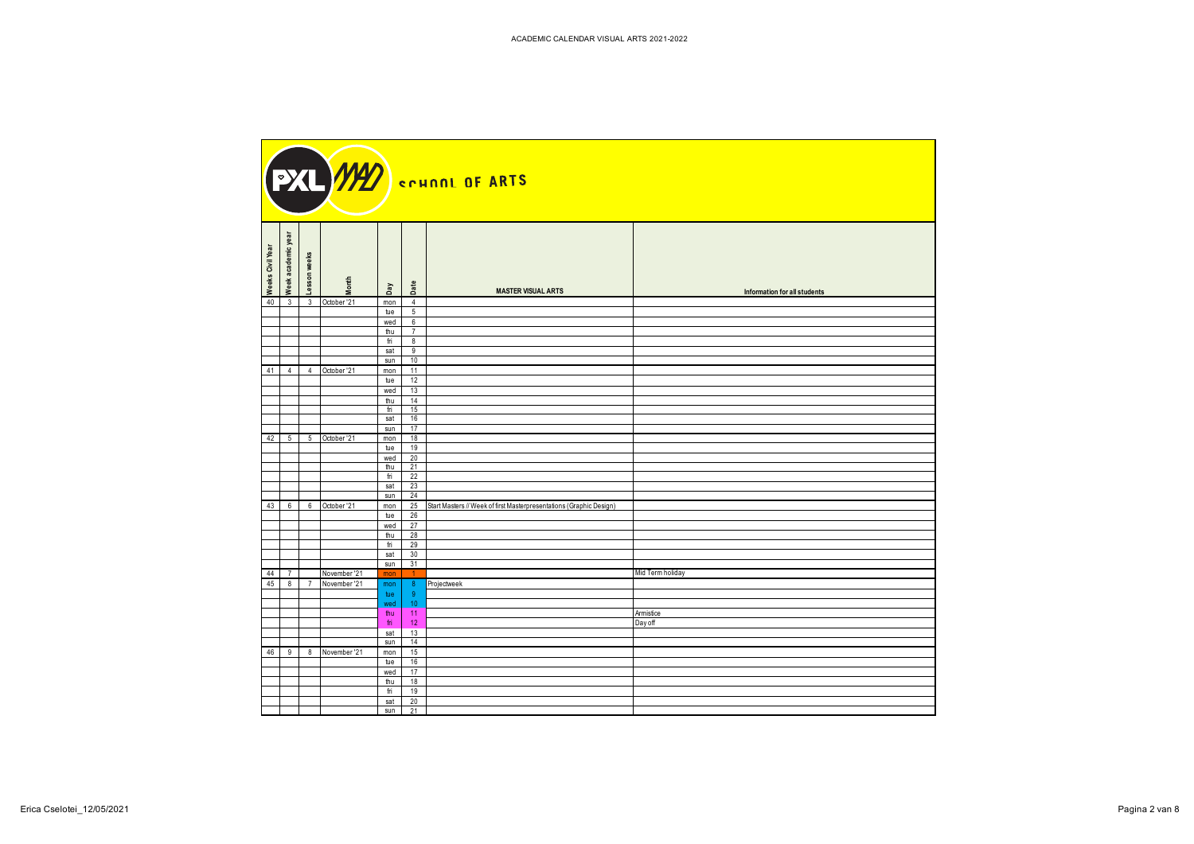# ACADEMIC CALENDAR VISUAL ARTS 2021-2022

PXL MAD SCHOOL OF ARTS

| Weeks Civil Year | Week academic year | Lesson weeks | Month | Day | Date | MASTER VISUAL ARTS | Information for all students |
|---|---|---|---|---|---|---|---|
| 40 | 3 | 3 | October '21 | mon | 4 | | |
| | | | | tue | 5 | | |
| | | | | wed | 6 | | |
| | | | | thu | 7 | | |
| | | | | fri | 8 | | |
| | | | | sat | 9 | | |
| | | | | sun | 10 | | |
| 41 | 4 | 4 | October '21 | mon | 11 | | |
| | | | | tue | 12 | | |
| | | | | wed | 13 | | |
| | | | | thu | 14 | | |
| | | | | fri | 15 | | |
| | | | | sat | 16 | | |
| | | | | sun | 17 | | |
| 42 | 5 | 5 | October '21 | mon | 18 | | |
| | | | | tue | 19 | | |
| | | | | wed | 20 | | |
| | | | | thu | 21 | | |
| | | | | fri | 22 | | |
| | | | | sat | 23 | | |
| | | | | sun | 24 | | |
| 43 | 6 | 6 | October '21 | mon | 25 | Start Masters // Week of first Masterpresentations (Graphic Design) | |
| | | | | tue | 26 | | |
| | | | | wed | 27 | | |
| | | | | thu | 28 | | |
| | | | | fri | 29 | | |
| | | | | sat | 30 | | |
| | | | | sun | 31 | | |
| 44 | 7 | | November '21 | mon | 1 | | Mid Term holiday |
| 45 | 8 | 7 | November '21 | mon | 8 | Projectweek | |
| | | | | tue | 9 | | |
| | | | | wed | 10 | | |
| | | | | thu | 11 | | Armistice |
| | | | | fri | 12 | | Day off |
| | | | | sat | 13 | | |
| | | | | sun | 14 | | |
| 46 | 9 | 8 | November '21 | mon | 15 | | |
| | | | | tue | 16 | | |
| | | | | wed | 17 | | |
| | | | | thu | 18 | | |
| | | | | fri | 19 | | |
| | | | | sat | 20 | | |
| | | | | sun | 21 | | |

Erica Cselotei_12/05/2021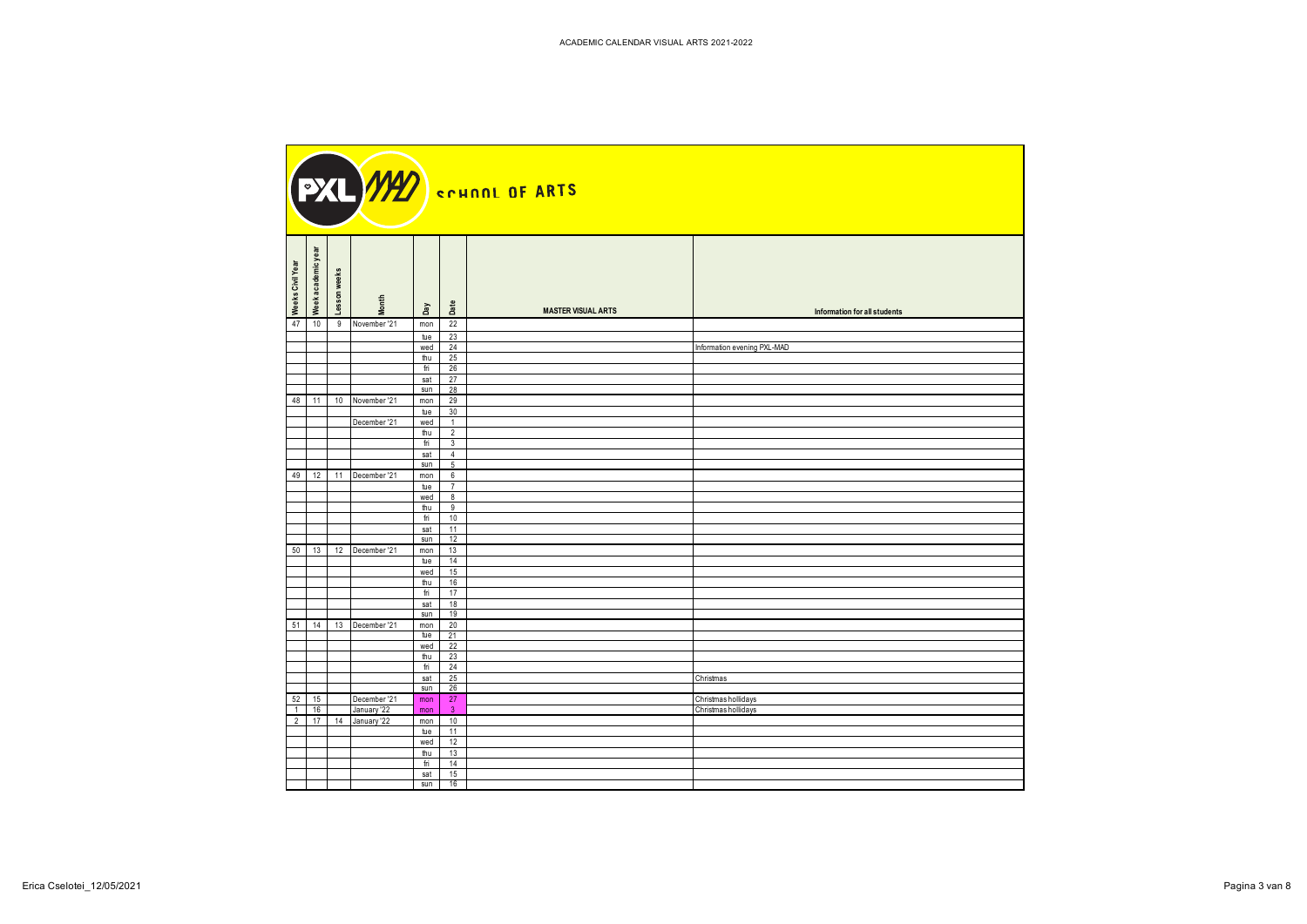# ACADEMIC CALENDAR VISUAL ARTS 2021-2022

PXL MAD SCHOOL OF ARTS

| Weeks Civil Year | Week academic year | Lesson weeks | Month | Day | Date | MASTER VISUAL ARTS | Information for all students |
|---|---|---|---|---|---|---|---|
| 47 | 10 | 9 | November '21 | mon | 22 | | |
| | | | | tue | 23 | | |
| | | | | wed | 24 | | Information evening PXL-MAD |
| | | | | thu | 25 | | |
| | | | | fri | 26 | | |
| | | | | sat | 27 | | |
| | | | | sun | 28 | | |
| 48 | 11 | 10 | November '21 | mon | 29 | | |
| | | | | tue | 30 | | |
| | | | December '21 | wed | 1 | | |
| | | | | thu | 2 | | |
| | | | | fri | 3 | | |
| | | | | sat | 4 | | |
| | | | | sun | 5 | | |
| 49 | 12 | 11 | December '21 | mon | 6 | | |
| | | | | tue | 7 | | |
| | | | | wed | 8 | | |
| | | | | thu | 9 | | |
| | | | | fri | 10 | | |
| | | | | sat | 11 | | |
| | | | | sun | 12 | | |
| 50 | 13 | 12 | December '21 | mon | 13 | | |
| | | | | tue | 14 | | |
| | | | | wed | 15 | | |
| | | | | thu | 16 | | |
| | | | | fri | 17 | | |
| | | | | sat | 18 | | |
| | | | | sun | 19 | | |
| 51 | 14 | 13 | December '21 | mon | 20 | | |
| | | | | tue | 21 | | |
| | | | | wed | 22 | | |
| | | | | thu | 23 | | |
| | | | | fri | 24 | | |
| | | | | sat | 25 | | Christmas |
| | | | | sun | 26 | | |
| 52 | 15 | | December '21 | mon | 27 | | Christmas hollidays |
| 1 | 16 | | January '22 | mon | 3 | | Christmas hollidays |
| 2 | 17 | 14 | January '22 | mon | 10 | | |
| | | | | tue | 11 | | |
| | | | | wed | 12 | | |
| | | | | thu | 13 | | |
| | | | | fri | 14 | | |
| | | | | sat | 15 | | |
| | | | | sun | 16 | | |

Erica Cselotei_12/05/2021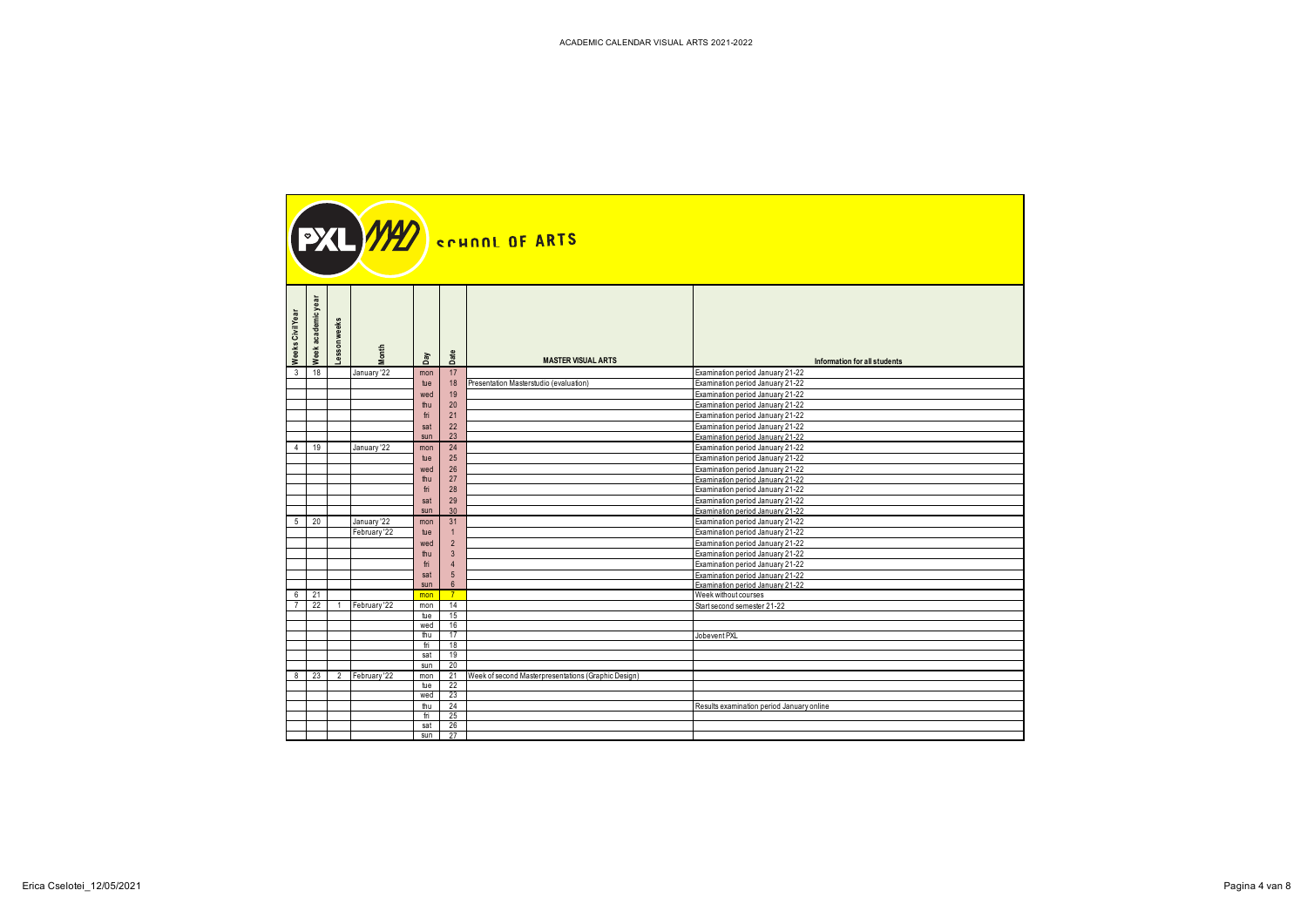ACADEMIC CALENDAR VISUAL ARTS 2021-2022

PXL MAD SCHOOL OF ARTS

| Weeks Civil Year | Week academic year | Lesson weeks | Month | Day | Date | MASTER VISUAL ARTS | Information for all students |
|---|---|---|---|---|---|---|---|
| 3 | 18 | | January '22 | mon | 17 | | Examination period January 21-22 |
| | | | | tue | 18 | Presentation Masterstudio (evaluation) | Examination period January 21-22 |
| | | | | wed | 19 | | Examination period January 21-22 |
| | | | | thu | 20 | | Examination period January 21-22 |
| | | | | fri | 21 | | Examination period January 21-22 |
| | | | | sat | 22 | | Examination period January 21-22 |
| | | | | sun | 23 | | Examination period January 21-22 |
| 4 | 19 | | January '22 | mon | 24 | | Examination period January 21-22 |
| | | | | tue | 25 | | Examination period January 21-22 |
| | | | | wed | 26 | | Examination period January 21-22 |
| | | | | thu | 27 | | Examination period January 21-22 |
| | | | | fri | 28 | | Examination period January 21-22 |
| | | | | sat | 29 | | Examination period January 21-22 |
| | | | | sun | 30 | | Examination period January 21-22 |
| 5 | 20 | | January '22 | mon | 31 | | Examination period January 21-22 |
| | | | February '22 | tue | 1 | | Examination period January 21-22 |
| | | | | wed | 2 | | Examination period January 21-22 |
| | | | | thu | 3 | | Examination period January 21-22 |
| | | | | fri | 4 | | Examination period January 21-22 |
| | | | | sat | 5 | | Examination period January 21-22 |
| | | | | sun | 6 | | Examination period January 21-22 |
| 6 | 21 | | | mon | 7 | | Week without courses |
| 7 | 22 | 1 | February '22 | mon | 14 | | Start second semester 21-22 |
| | | | | tue | 15 | | |
| | | | | wed | 16 | | |
| | | | | thu | 17 | | Jobevent PXL |
| | | | | fri | 18 | | |
| | | | | sat | 19 | | |
| | | | | sun | 20 | | |
| 8 | 23 | 2 | February '22 | mon | 21 | Week of second Masterpresentations (Graphic Design) | |
| | | | | tue | 22 | | |
| | | | | wed | 23 | | |
| | | | | thu | 24 | | Results examination period January online |
| | | | | fri | 25 | | |
| | | | | sat | 26 | | |
| | | | | sun | 27 | | |

Erica Cselotei_12/05/2021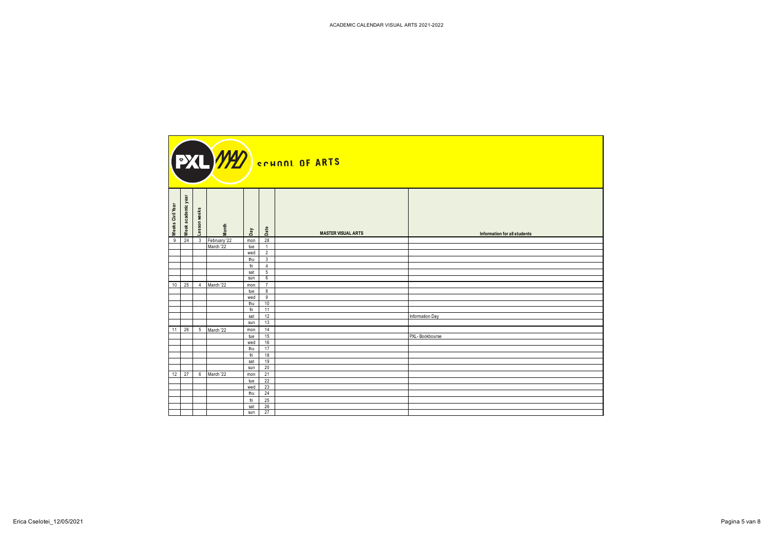# ACADEMIC CALENDAR VISUAL ARTS 2021-2022

**SCHOOL OF ARTS**

| Weeks Civil Year | Week academic year | Lesson weeks | Month | Day | Date | MASTER VISUAL ARTS | Information for all students |
|---|---|---|---|---|---|---|---|
| 9 | 24 | 3 | February '22 | mon | 28 | | |
| | | | March '22 | tue | 1 | | |
| | | | | wed | 2 | | |
| | | | | thu | 3 | | |
| | | | | fri | 4 | | |
| | | | | sat | 5 | | |
| | | | | sun | 6 | | |
| 10 | 25 | 4 | March '22 | mon | 7 | | |
| | | | | tue | 8 | | |
| | | | | wed | 9 | | |
| | | | | thu | 10 | | |
| | | | | fri | 11 | | |
| | | | | sat | 12 | | Information Day |
| | | | | sun | 13 | | |
| 11 | 26 | 5 | March '22 | mon | 14 | | |
| | | | | tue | 15 | | PXL- Bookbourse |
| | | | | wed | 16 | | |
| | | | | thu | 17 | | |
| | | | | fri | 18 | | |
| | | | | sat | 19 | | |
| | | | | sun | 20 | | |
| 12 | 27 | 6 | March '22 | mon | 21 | | |
| | | | | tue | 22 | | |
| | | | | wed | 23 | | |
| | | | | thu | 24 | | |
| | | | | fri | 25 | | |
| | | | | sat | 26 | | |
| | | | | sun | 27 | | |

Erica Cselotei_12/05/2021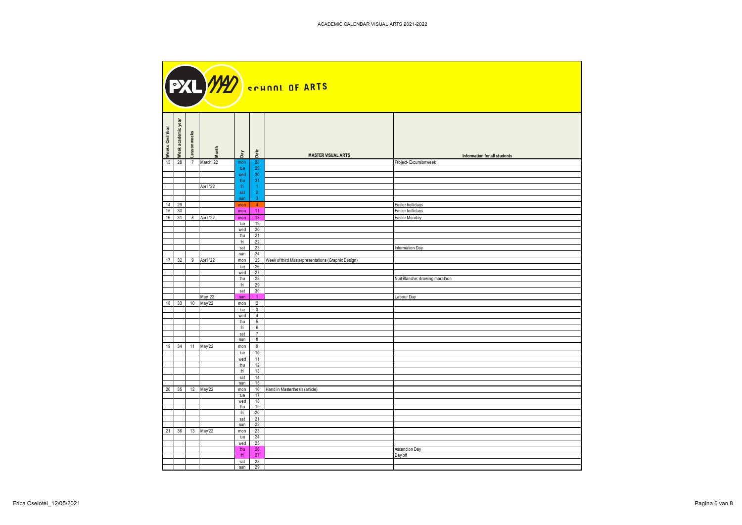ACADEMIC CALENDAR VISUAL ARTS 2021-2022

PXL MAD SCHOOL OF ARTS

| Weeks Civil Year | Week academic year | Lesson weeks | Month | Day | Date | MASTER VISUAL ARTS | Information for all students |
|---|---|---|---|---|---|---|---|
| 13 | 28 | 7 | March '22 | mon | 28 | | Project- Excursionweek |
| | | | | tue | 29 | | |
| | | | | wed | 30 | | |
| | | | | thu | 31 | | |
| | | | April '22 | fri | 1 | | |
| | | | | sat | 2 | | |
| | | | | sun | 3 | | |
| 14 | 29 | | | mon | 4 | | Easter hollidays |
| 15 | 30 | | | mon | 11 | | Easter hollidays |
| 16 | 31 | 8 | April '22 | mon | 18 | | Easter Monday |
| | | | | tue | 19 | | |
| | | | | wed | 20 | | |
| | | | | thu | 21 | | |
| | | | | fri | 22 | | |
| | | | | sat | 23 | | Information Day |
| | | | | sun | 24 | | |
| 17 | 32 | 9 | April '22 | mon | 25 | Week of third Masterpresentations (Graphic Design) | |
| | | | | tue | 26 | | |
| | | | | wed | 27 | | |
| | | | | thu | 28 | | Nuit Blanche: drawing marathon |
| | | | | fri | 29 | | |
| | | | | sat | 30 | | |
| | | | May '22 | sun | 1 | | Labour Day |
| 18 | 33 | 10 | May'22 | mon | 2 | | |
| | | | | tue | 3 | | |
| | | | | wed | 4 | | |
| | | | | thu | 5 | | |
| | | | | fri | 6 | | |
| | | | | sat | 7 | | |
| | | | | sun | 8 | | |
| 19 | 34 | 11 | May'22 | mon | 9 | | |
| | | | | tue | 10 | | |
| | | | | wed | 11 | | |
| | | | | thu | 12 | | |
| | | | | fri | 13 | | |
| | | | | sat | 14 | | |
| | | | | sun | 15 | | |
| 20 | 35 | 12 | May'22 | mon | 16 | Hand in Masterthesis (article) | |
| | | | | tue | 17 | | |
| | | | | wed | 18 | | |
| | | | | thu | 19 | | |
| | | | | fri | 20 | | |
| | | | | sat | 21 | | |
| | | | | sun | 22 | | |
| 21 | 36 | 13 | May'22 | mon | 23 | | |
| | | | | tue | 24 | | |
| | | | | wed | 25 | | |
| | | | | thu | 26 | | Ascencion Day |
| | | | | fri | 27 | | Day off |
| | | | | sat | 28 | | |
| | | | | sun | 29 | | |

Erica Cselotei_12/05/2021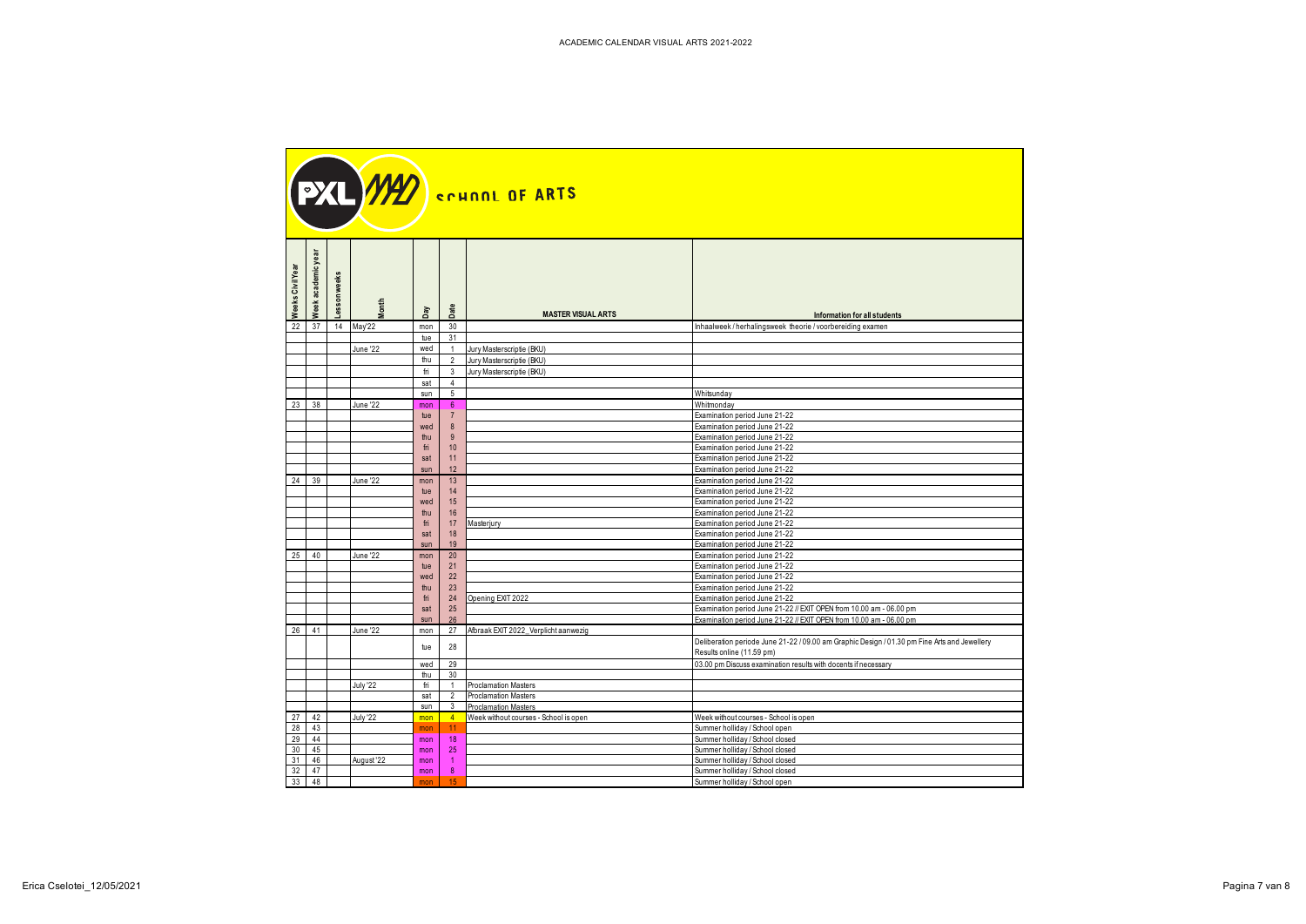# ACADEMIC CALENDAR VISUAL ARTS 2021-2022

PXL MAD SCHOOL OF ARTS

| Weeks Civil Year | Week academic year | Lesson weeks | Month | Day | Date | MASTER VISUAL ARTS | Information for all students |
|---|---|---|---|---|---|---|---|
| 22 | 37 | 14 | May'22 | mon | 30 | | Inhaalweek / herhalingsweek theorie / voorbereiding examen |
| | | | | tue | 31 | | |
| | | | June '22 | wed | 1 | Jury Masterscriptie (BKU) | |
| | | | | thu | 2 | Jury Masterscriptie (BKU) | |
| | | | | fri | 3 | Jury Masterscriptie (BKU) | |
| | | | | sat | 4 | | |
| | | | | sun | 5 | | Whitsunday |
| 23 | 38 | | June '22 | mon | 6 | | Whitmonday |
| | | | | tue | 7 | | Examination period June 21-22 |
| | | | | wed | 8 | | Examination period June 21-22 |
| | | | | thu | 9 | | Examination period June 21-22 |
| | | | | fri | 10 | | Examination period June 21-22 |
| | | | | sat | 11 | | Examination period June 21-22 |
| | | | | sun | 12 | | Examination period June 21-22 |
| 24 | 39 | | June '22 | mon | 13 | | Examination period June 21-22 |
| | | | | tue | 14 | | Examination period June 21-22 |
| | | | | wed | 15 | | Examination period June 21-22 |
| | | | | thu | 16 | | Examination period June 21-22 |
| | | | | fri | 17 | Masterjury | Examination period June 21-22 |
| | | | | sat | 18 | | Examination period June 21-22 |
| | | | | sun | 19 | | Examination period June 21-22 |
| 25 | 40 | | June '22 | mon | 20 | | Examination period June 21-22 |
| | | | | tue | 21 | | Examination period June 21-22 |
| | | | | wed | 22 | | Examination period June 21-22 |
| | | | | thu | 23 | | Examination period June 21-22 |
| | | | | fri | 24 | Opening EXIT 2022 | Examination period June 21-22 |
| | | | | sat | 25 | | Examination period June 21-22 // EXIT OPEN from 10.00 am - 06.00 pm |
| | | | | sun | 26 | | Examination period June 21-22 // EXIT OPEN from 10.00 am - 06.00 pm |
| 26 | 41 | | June '22 | mon | 27 | Afbraak EXIT 2022_Verplicht aanwezig | |
| | | | | tue | 28 | | Deliberation periode June 21-22 / 09.00 am Graphic Design / 01.30 pm Fine Arts and Jewellery Results online (11.59 pm) |
| | | | | wed | 29 | | 03.00 pm Discuss examination results with docents if necessary |
| | | | | thu | 30 | | |
| | | | July '22 | fri | 1 | Proclamation Masters | |
| | | | | sat | 2 | Proclamation Masters | |
| | | | | sun | 3 | Proclamation Masters | |
| 27 | 42 | | July '22 | mon | 4 | Week without courses - School is open | Week without courses - School is open |
| 28 | 43 | | | mon | 11 | | Summer holliday / School open |
| 29 | 44 | | | mon | 18 | | Summer holliday / School closed |
| 30 | 45 | | | mon | 25 | | Summer holliday / School closed |
| 31 | 46 | | August '22 | mon | 1 | | Summer holliday / School closed |
| 32 | 47 | | | mon | 8 | | Summer holliday / School closed |
| 33 | 48 | | | mon | 15 | | Summer holliday / School open |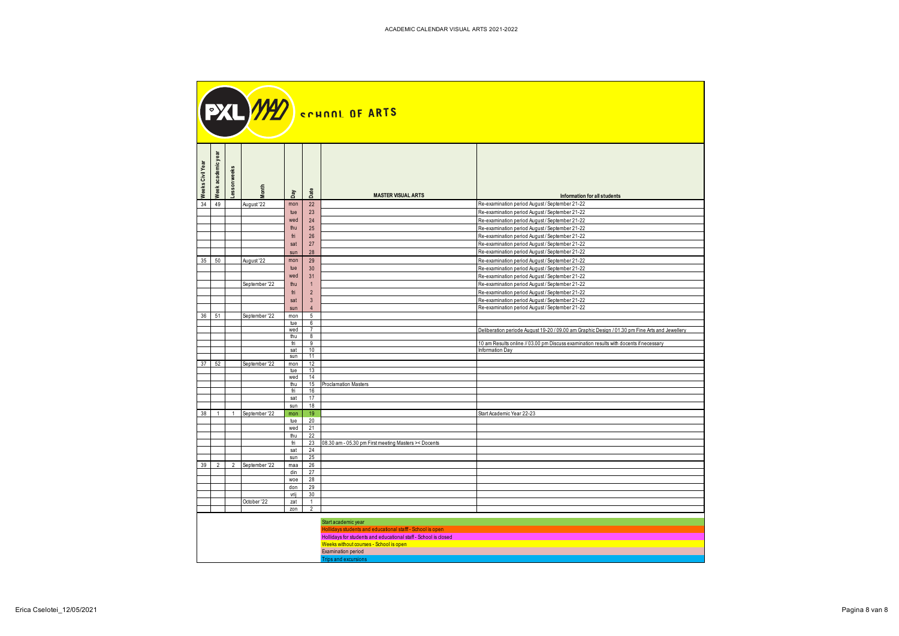ACADEMIC CALENDAR VISUAL ARTS 2021-2022

PXL MAD SCHOOL OF ARTS

| Weeks Civil Year | Week academic year | Lesson weeks | Month | Day | Date | MASTER VISUAL ARTS | Information for all students |
|---|---|---|---|---|---|---|---|
| 34 | 49 | | August '22 | mon | 22 | | Re-examination period August / September 21-22 |
| | | | | tue | 23 | | Re-examination period August / September 21-22 |
| | | | | wed | 24 | | Re-examination period August / September 21-22 |
| | | | | thu | 25 | | Re-examination period August / September 21-22 |
| | | | | fri | 26 | | Re-examination period August / September 21-22 |
| | | | | sat | 27 | | Re-examination period August / September 21-22 |
| | | | | sun | 28 | | Re-examination period August / September 21-22 |
| 35 | 50 | | August '22 | mon | 29 | | Re-examination period August / September 21-22 |
| | | | | tue | 30 | | Re-examination period August / September 21-22 |
| | | | | wed | 31 | | Re-examination period August / September 21-22 |
| | | | September '22 | thu | 1 | | Re-examination period August / September 21-22 |
| | | | | fri | 2 | | Re-examination period August / September 21-22 |
| | | | | sat | 3 | | Re-examination period August / September 21-22 |
| | | | | sun | 4 | | Re-examination period August / September 21-22 |
| 36 | 51 | | September '22 | mon | 5 | | |
| | | | | tue | 6 | | |
| | | | | wed | 7 | | Deliberation periode August 19-20 / 09.00 am Graphic Design / 01.30 pm Fine Arts and Jewellery |
| | | | | thu | 8 | | |
| | | | | fri | 9 | | 10 am Results online // 03.00 pm Discuss examination results with docents if necessary |
| | | | | sat | 10 | | Information Day |
| | | | | sun | 11 | | |
| 37 | 52 | | September '22 | mon | 12 | | |
| | | | | tue | 13 | | |
| | | | | wed | 14 | | |
| | | | | thu | 15 | Proclamation Masters | |
| | | | | fri | 16 | | |
| | | | | sat | 17 | | |
| | | | | sun | 18 | | |
| 38 | 1 | 1 | September '22 | mon | 19 | | Start Academic Year 22-23 |
| | | | | tue | 20 | | |
| | | | | wed | 21 | | |
| | | | | thu | 22 | | |
| | | | | fri | 23 | 08.30 am - 05.30 pm First meeting Masters >< Docents | |
| | | | | sat | 24 | | |
| | | | | sun | 25 | | |
| 39 | 2 | 2 | September '22 | maa | 26 | | |
| | | | | din | 27 | | |
| | | | | woe | 28 | | |
| | | | | don | 29 | | |
| | | | | vrij | 30 | | |
| | | | October '22 | zat | 1 | | |
| | | | | zon | 2 | | |

Start academic year
Hollidays students and educational stafff - School is open
Hollidays for students and educational staff - School is closed
Weeks without courses - School is open
Examination period
Trips and excursions

Erica Cselotei_12/05/2021